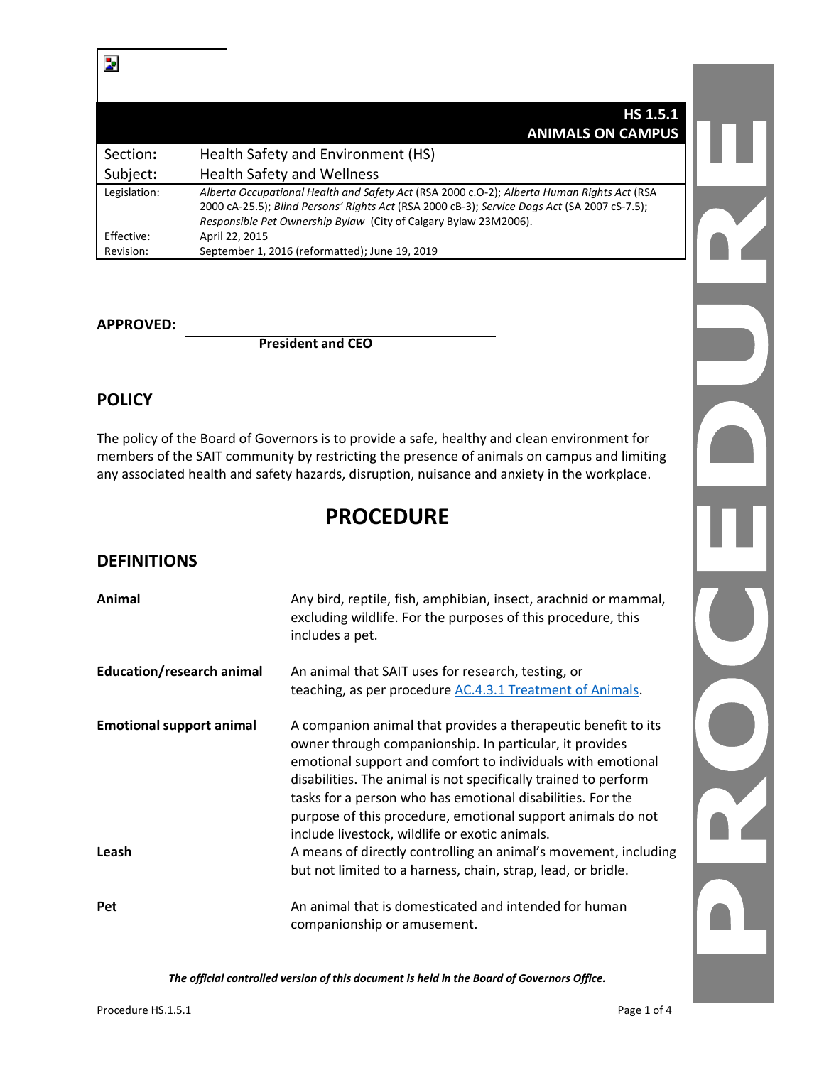# HS 1.5.1
# ANIMALS ON CAMPUS

| Section: | Health Safety and Environment (HS) |
|---|---|
| Subject: | Health Safety and Wellness |
| Legislation: | *Alberta Occupational Health and Safety Act* (RSA 2000 c.O-2); *Alberta Human Rights Act* (RSA 2000 cA-25.5); *Blind Persons' Rights Act* (RSA 2000 cB-3); *Service Dogs Act* (SA 2007 cS-7.5); *Responsible Pet Ownership Bylaw* (City of Calgary Bylaw 23M2006). |
| Effective: | April 22, 2015 |
| Revision: | September 1, 2016 (reformatted); June 19, 2019 |

**APPROVED:** \_\_\_\_\_\_\_\_\_\_\_\_\_\_\_\_\_\_\_\_\_\_\_\_\_\_\_\_\_\_\_\_\_\_\_\_\_\_\_\_

**President and CEO**

## POLICY

The policy of the Board of Governors is to provide a safe, healthy and clean environment for members of the SAIT community by restricting the presence of animals on campus and limiting any associated health and safety hazards, disruption, nuisance and anxiety in the workplace.

# PROCEDURE

## DEFINITIONS

| | |
|---|---|
| **Animal** | Any bird, reptile, fish, amphibian, insect, arachnid or mammal, excluding wildlife. For the purposes of this procedure, this includes a pet. |
| **Education/research animal** | An animal that SAIT uses for research, testing, or teaching, as per procedure AC.4.3.1 Treatment of Animals. |
| **Emotional support animal** | A companion animal that provides a therapeutic benefit to its owner through companionship. In particular, it provides emotional support and comfort to individuals with emotional disabilities. The animal is not specifically trained to perform tasks for a person who has emotional disabilities. For the purpose of this procedure, emotional support animals do not include livestock, wildlife or exotic animals. |
| **Leash** | A means of directly controlling an animal's movement, including but not limited to a harness, chain, strap, lead, or bridle. |
| **Pet** | An animal that is domesticated and intended for human companionship or amusement. |

***The official controlled version of this document is held in the Board of Governors Office.***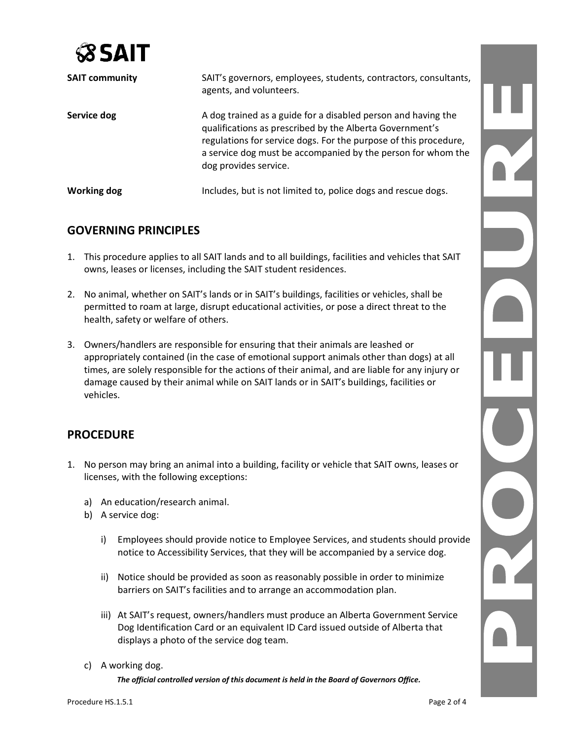| | |
|---|---|
| **SAIT community** | SAIT's governors, employees, students, contractors, consultants, agents, and volunteers. |
| **Service dog** | A dog trained as a guide for a disabled person and having the qualifications as prescribed by the Alberta Government's regulations for service dogs. For the purpose of this procedure, a service dog must be accompanied by the person for whom the dog provides service. |
| **Working dog** | Includes, but is not limited to, police dogs and rescue dogs. |

## GOVERNING PRINCIPLES

1. This procedure applies to all SAIT lands and to all buildings, facilities and vehicles that SAIT owns, leases or licenses, including the SAIT student residences.

2. No animal, whether on SAIT's lands or in SAIT's buildings, facilities or vehicles, shall be permitted to roam at large, disrupt educational activities, or pose a direct threat to the health, safety or welfare of others.

3. Owners/handlers are responsible for ensuring that their animals are leashed or appropriately contained (in the case of emotional support animals other than dogs) at all times, are solely responsible for the actions of their animal, and are liable for any injury or damage caused by their animal while on SAIT lands or in SAIT's buildings, facilities or vehicles.

## PROCEDURE

1. No person may bring an animal into a building, facility or vehicle that SAIT owns, leases or licenses, with the following exceptions:

   a) An education/research animal.

   b) A service dog:

      i) Employees should provide notice to Employee Services, and students should provide notice to Accessibility Services, that they will be accompanied by a service dog.

      ii) Notice should be provided as soon as reasonably possible in order to minimize barriers on SAIT's facilities and to arrange an accommodation plan.

      iii) At SAIT's request, owners/handlers must produce an Alberta Government Service Dog Identification Card or an equivalent ID Card issued outside of Alberta that displays a photo of the service dog team.

   c) A working dog.

***The official controlled version of this document is held in the Board of Governors Office.***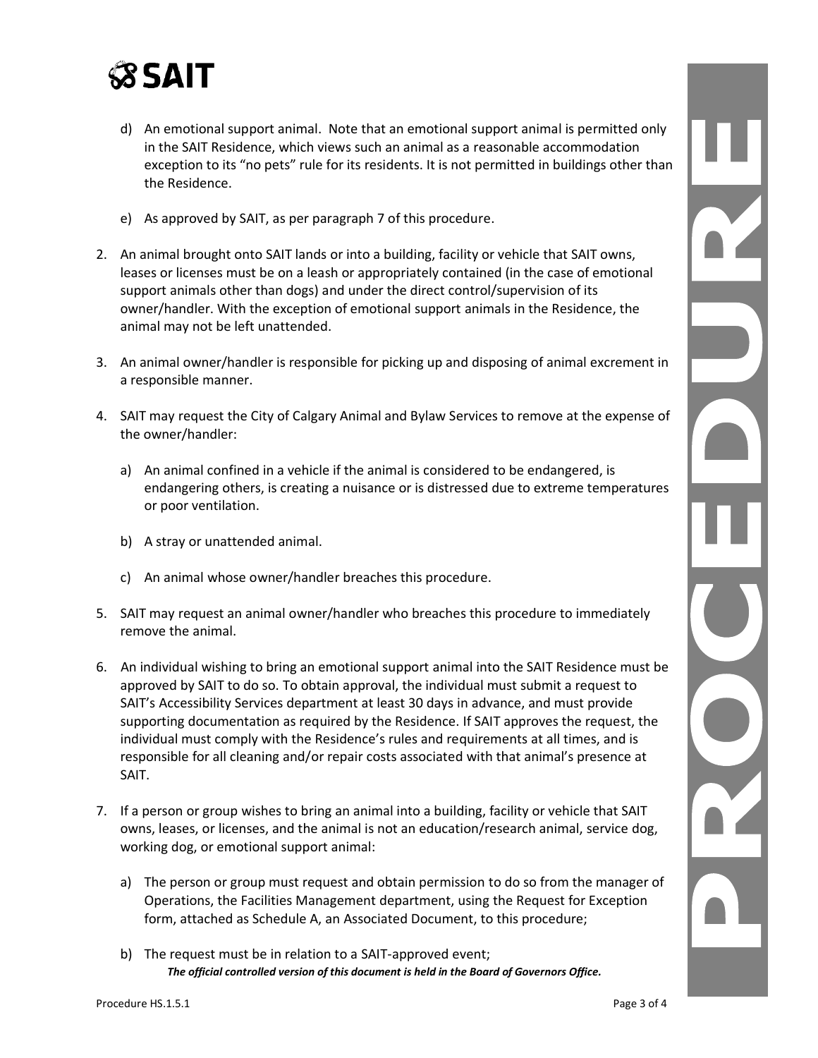d) An emotional support animal. Note that an emotional support animal is permitted only in the SAIT Residence, which views such an animal as a reasonable accommodation exception to its "no pets" rule for its residents. It is not permitted in buildings other than the Residence.

e) As approved by SAIT, as per paragraph 7 of this procedure.

2. An animal brought onto SAIT lands or into a building, facility or vehicle that SAIT owns, leases or licenses must be on a leash or appropriately contained (in the case of emotional support animals other than dogs) and under the direct control/supervision of its owner/handler. With the exception of emotional support animals in the Residence, the animal may not be left unattended.

3. An animal owner/handler is responsible for picking up and disposing of animal excrement in a responsible manner.

4. SAIT may request the City of Calgary Animal and Bylaw Services to remove at the expense of the owner/handler:

   a) An animal confined in a vehicle if the animal is considered to be endangered, is endangering others, is creating a nuisance or is distressed due to extreme temperatures or poor ventilation.

   b) A stray or unattended animal.

   c) An animal whose owner/handler breaches this procedure.

5. SAIT may request an animal owner/handler who breaches this procedure to immediately remove the animal.

6. An individual wishing to bring an emotional support animal into the SAIT Residence must be approved by SAIT to do so. To obtain approval, the individual must submit a request to SAIT's Accessibility Services department at least 30 days in advance, and must provide supporting documentation as required by the Residence. If SAIT approves the request, the individual must comply with the Residence's rules and requirements at all times, and is responsible for all cleaning and/or repair costs associated with that animal's presence at SAIT.

7. If a person or group wishes to bring an animal into a building, facility or vehicle that SAIT owns, leases, or licenses, and the animal is not an education/research animal, service dog, working dog, or emotional support animal:

   a) The person or group must request and obtain permission to do so from the manager of Operations, the Facilities Management department, using the Request for Exception form, attached as Schedule A, an Associated Document, to this procedure;

   b) The request must be in relation to a SAIT-approved event;

***The official controlled version of this document is held in the Board of Governors Office.***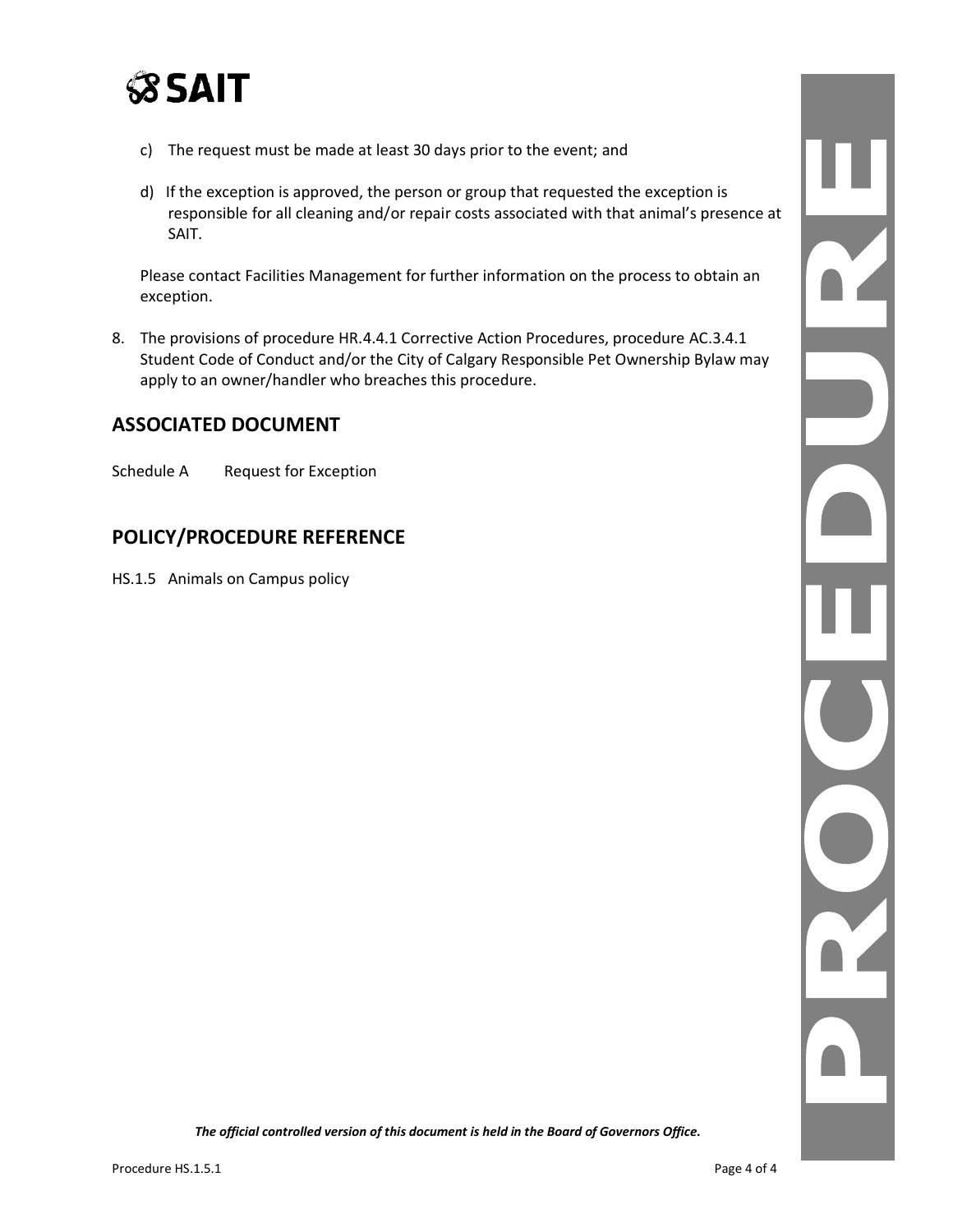c) The request must be made at least 30 days prior to the event; and

d) If the exception is approved, the person or group that requested the exception is responsible for all cleaning and/or repair costs associated with that animal's presence at SAIT.

Please contact Facilities Management for further information on the process to obtain an exception.

8. The provisions of procedure HR.4.4.1 Corrective Action Procedures, procedure AC.3.4.1 Student Code of Conduct and/or the City of Calgary Responsible Pet Ownership Bylaw may apply to an owner/handler who breaches this procedure.

## ASSOCIATED DOCUMENT

Schedule A    Request for Exception

## POLICY/PROCEDURE REFERENCE

HS.1.5   Animals on Campus policy

***The official controlled version of this document is held in the Board of Governors Office.***